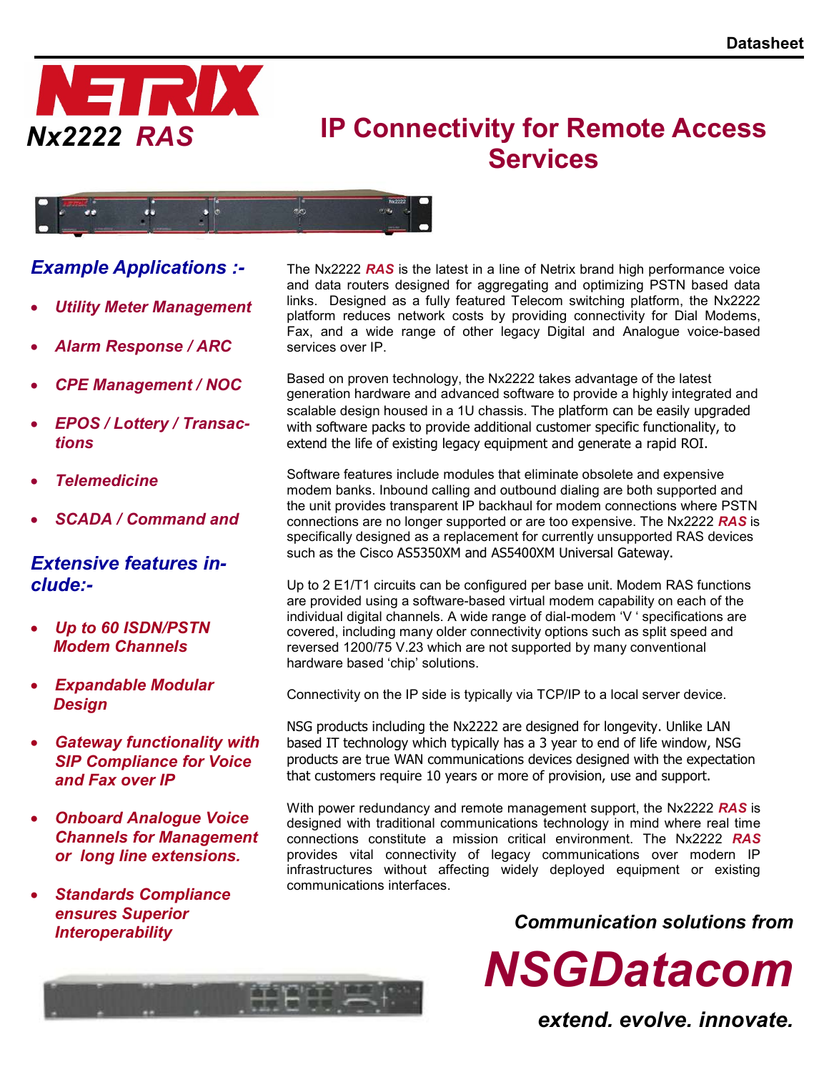Datasheet

# NETRIX

## Nx2222 RAS

# IP Connectivity for Remote Access Services

## Example Applications :-

- *Utility Meter Management*
- *Alarm Response / ARC*
- *CPE Management / NOC*
- *EPOS / Lottery / Transactions*
- *Telemedicine*
- *SCADA / Command and*

## Extensive features include:-

- *Up to 60 ISDN/PSTN Modem Channels*
- *Expandable Modular Design*
- *Gateway functionality with SIP Compliance for Voice and Fax over IP*
- *Onboard Analogue Voice Channels for Management or long line extensions.*
- *Standards Compliance ensures Superior Interoperability*

The Nx2222 ***RAS*** is the latest in a line of Netrix brand high performance voice and data routers designed for aggregating and optimizing PSTN based data links. Designed as a fully featured Telecom switching platform, the Nx2222 platform reduces network costs by providing connectivity for Dial Modems, Fax, and a wide range of other legacy Digital and Analogue voice-based services over IP.

Based on proven technology, the Nx2222 takes advantage of the latest generation hardware and advanced software to provide a highly integrated and scalable design housed in a 1U chassis. The platform can be easily upgraded with software packs to provide additional customer specific functionality, to extend the life of existing legacy equipment and generate a rapid ROI.

Software features include modules that eliminate obsolete and expensive modem banks. Inbound calling and outbound dialing are both supported and the unit provides transparent IP backhaul for modem connections where PSTN connections are no longer supported or are too expensive. The Nx2222 ***RAS*** is specifically designed as a replacement for currently unsupported RAS devices such as the Cisco AS5350XM and AS5400XM Universal Gateway.

Up to 2 E1/T1 circuits can be configured per base unit. Modem RAS functions are provided using a software-based virtual modem capability on each of the individual digital channels. A wide range of dial-modem 'V ' specifications are covered, including many older connectivity options such as split speed and reversed 1200/75 V.23 which are not supported by many conventional hardware based 'chip' solutions.

Connectivity on the IP side is typically via TCP/IP to a local server device.

NSG products including the Nx2222 are designed for longevity. Unlike LAN based IT technology which typically has a 3 year to end of life window, NSG products are true WAN communications devices designed with the expectation that customers require 10 years or more of provision, use and support.

With power redundancy and remote management support, the Nx2222 ***RAS*** is designed with traditional communications technology in mind where real time connections constitute a mission critical environment. The Nx2222 ***RAS*** provides vital connectivity of legacy communications over modern IP infrastructures without affecting widely deployed equipment or existing communications interfaces.

***Communication solutions from***

# NSGDatacom

***extend. evolve. innovate.***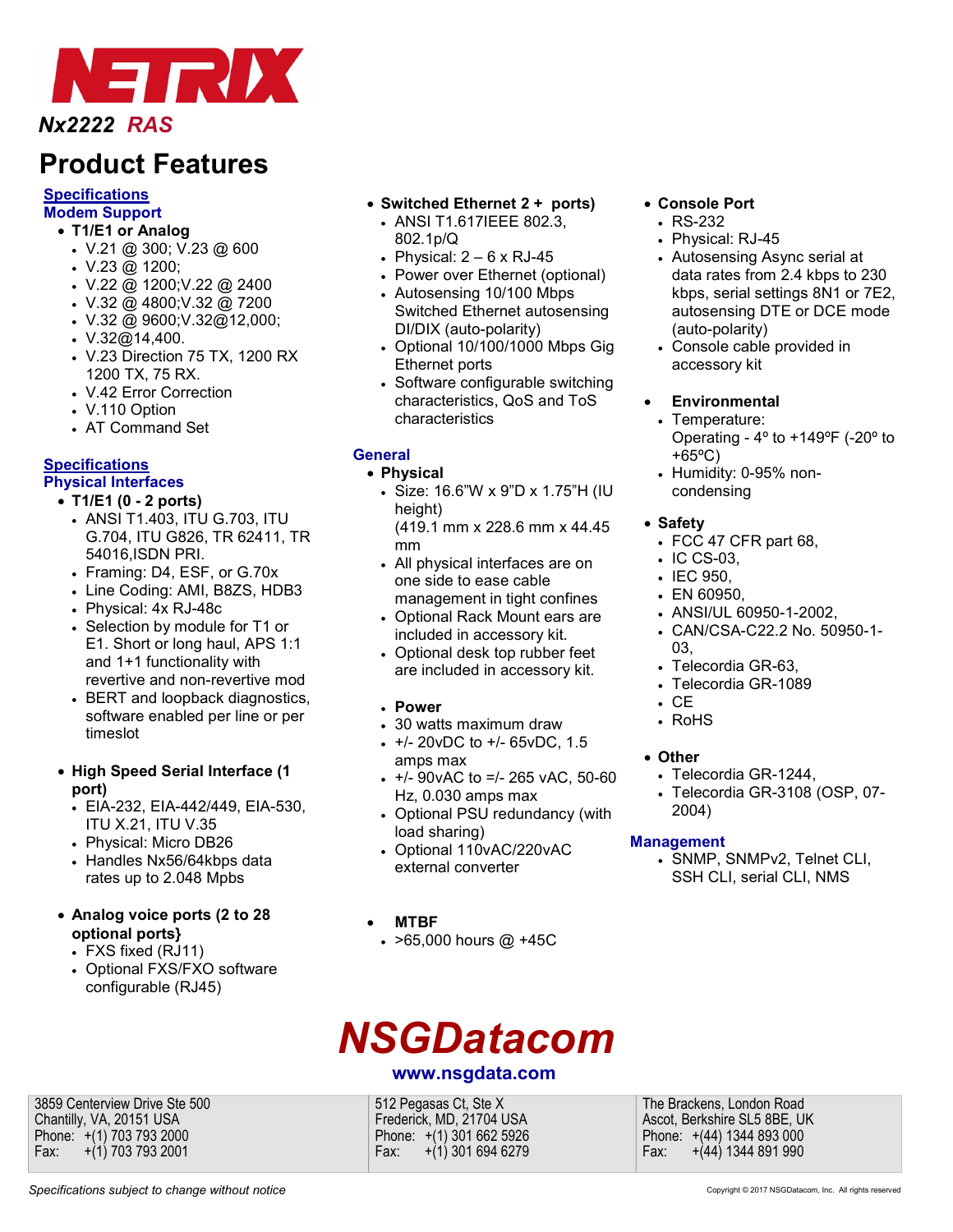# NETRIX

***Nx2222 RAS***

# Product Features

## Specifications
### Modem Support

- **T1/E1 or Analog**
  - V.21 @ 300; V.23 @ 600
  - V.23 @ 1200;
  - V.22 @ 1200;V.22 @ 2400
  - V.32 @ 4800;V.32 @ 7200
  - V.32 @ 9600;V.32@12,000;
  - V.32@14,400.
  - V.23 Direction 75 TX, 1200 RX 1200 TX, 75 RX.
  - V.42 Error Correction
  - V.110 Option
  - AT Command Set

## Specifications
### Physical Interfaces

- **T1/E1 (0 - 2 ports)**
  - ANSI T1.403, ITU G.703, ITU G.704, ITU G826, TR 62411, TR 54016,ISDN PRI.
  - Framing: D4, ESF, or G.70x
  - Line Coding: AMI, B8ZS, HDB3
  - Physical: 4x RJ-48c
  - Selection by module for T1 or E1. Short or long haul, APS 1:1 and 1+1 functionality with revertive and non-revertive mod
  - BERT and loopback diagnostics, software enabled per line or per timeslot

- **High Speed Serial Interface (1 port)**
  - EIA-232, EIA-442/449, EIA-530, ITU X.21, ITU V.35
  - Physical: Micro DB26
  - Handles Nx56/64kbps data rates up to 2.048 Mbps

- **Analog voice ports (2 to 28 optional ports}**
  - FXS fixed (RJ11)
  - Optional FXS/FXO software configurable (RJ45)

- **Switched Ethernet 2 + ports)**
  - ANSI T1.617IEEE 802.3, 802.1p/Q
  - Physical: 2 – 6 x RJ-45
  - Power over Ethernet (optional)
  - Autosensing 10/100 Mbps Switched Ethernet autosensing DI/DIX (auto-polarity)
  - Optional 10/100/1000 Mbps Gig Ethernet ports
  - Software configurable switching characteristics, QoS and ToS characteristics

### General

- **Physical**
  - Size: 16.6”W x 9”D x 1.75”H (IU height) (419.1 mm x 228.6 mm x 44.45 mm
  - All physical interfaces are on one side to ease cable management in tight confines
  - Optional Rack Mount ears are included in accessory kit.
  - Optional desk top rubber feet are included in accessory kit.

- **Power**
- 30 watts maximum draw
- +/- 20vDC to +/- 65vDC, 1.5 amps max
- +/- 90vAC to =/- 265 vAC, 50-60 Hz, 0.030 amps max
- Optional PSU redundancy (with load sharing)
- Optional 110vAC/220vAC external converter

- **MTBF**
  - >65,000 hours @ +45C

- **Console Port**
  - RS-232
  - Physical: RJ-45
  - Autosensing Async serial at data rates from 2.4 kbps to 230 kbps, serial settings 8N1 or 7E2, autosensing DTE or DCE mode (auto-polarity)
  - Console cable provided in accessory kit

- **Environmental**
  - Temperature: Operating - 4º to +149ºF (-20º to +65ºC)
  - Humidity: 0-95% non-condensing

- **Safety**
  - FCC 47 CFR part 68,
  - IC CS-03,
  - IEC 950,
  - EN 60950,
  - ANSI/UL 60950-1-2002,
  - CAN/CSA-C22.2 No. 50950-1-03,
  - Telecordia GR-63,
  - Telecordia GR-1089
  - CE
  - RoHS

- **Other**
  - Telecordia GR-1244,
  - Telecordia GR-3108 (OSP, 07-2004)

### Management

- SNMP, SNMPv2, Telnet CLI, SSH CLI, serial CLI, NMS

# NSGDatacom

**www.nsgdata.com**

| | | |
|---|---|---|
| 3859 Centerview Drive Ste 500<br>Chantilly, VA, 20151 USA<br>Phone: +(1) 703 793 2000<br>Fax: +(1) 703 793 2001 | 512 Pegasas Ct, Ste X<br>Frederick, MD, 21704 USA<br>Phone: +(1) 301 662 5926<br>Fax: +(1) 301 694 6279 | The Brackens, London Road<br>Ascot, Berkshire SL5 8BE, UK<br>Phone: +(44) 1344 893 000<br>Fax: +(44) 1344 891 990 |

*Specifications subject to change without notice*

Copyright © 2017 NSGDatacom, Inc. All rights reserved